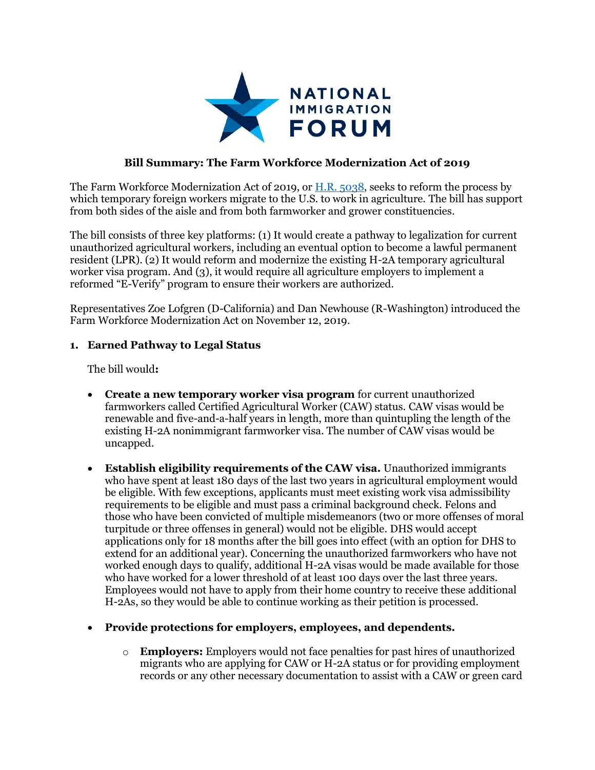NATIONAL IMMIGRATION FORUM

## Bill Summary: The Farm Workforce Modernization Act of 2019

The Farm Workforce Modernization Act of 2019, or H.R. 5038, seeks to reform the process by which temporary foreign workers migrate to the U.S. to work in agriculture. The bill has support from both sides of the aisle and from both farmworker and grower constituencies.

The bill consists of three key platforms: (1) It would create a pathway to legalization for current unauthorized agricultural workers, including an eventual option to become a lawful permanent resident (LPR). (2) It would reform and modernize the existing H-2A temporary agricultural worker visa program. And (3), it would require all agriculture employers to implement a reformed "E-Verify" program to ensure their workers are authorized.

Representatives Zoe Lofgren (D-California) and Dan Newhouse (R-Washington) introduced the Farm Workforce Modernization Act on November 12, 2019.

### 1. Earned Pathway to Legal Status

The bill would**:**

- **Create a new temporary worker visa program** for current unauthorized farmworkers called Certified Agricultural Worker (CAW) status. CAW visas would be renewable and five-and-a-half years in length, more than quintupling the length of the existing H-2A nonimmigrant farmworker visa. The number of CAW visas would be uncapped.

- **Establish eligibility requirements of the CAW visa.** Unauthorized immigrants who have spent at least 180 days of the last two years in agricultural employment would be eligible. With few exceptions, applicants must meet existing work visa admissibility requirements to be eligible and must pass a criminal background check. Felons and those who have been convicted of multiple misdemeanors (two or more offenses of moral turpitude or three offenses in general) would not be eligible. DHS would accept applications only for 18 months after the bill goes into effect (with an option for DHS to extend for an additional year). Concerning the unauthorized farmworkers who have not worked enough days to qualify, additional H-2A visas would be made available for those who have worked for a lower threshold of at least 100 days over the last three years. Employees would not have to apply from their home country to receive these additional H-2As, so they would be able to continue working as their petition is processed.

- **Provide protections for employers, employees, and dependents.**
  - **Employers:** Employers would not face penalties for past hires of unauthorized migrants who are applying for CAW or H-2A status or for providing employment records or any other necessary documentation to assist with a CAW or green card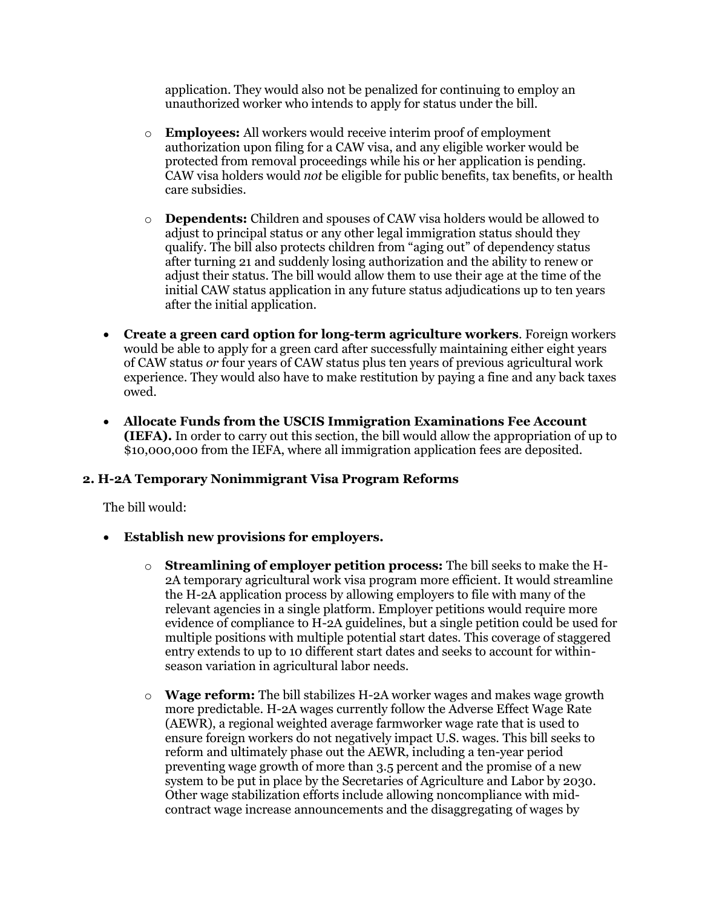application. They would also not be penalized for continuing to employ an unauthorized worker who intends to apply for status under the bill.

  - **Employees:** All workers would receive interim proof of employment authorization upon filing for a CAW visa, and any eligible worker would be protected from removal proceedings while his or her application is pending. CAW visa holders would *not* be eligible for public benefits, tax benefits, or health care subsidies.

  - **Dependents:** Children and spouses of CAW visa holders would be allowed to adjust to principal status or any other legal immigration status should they qualify. The bill also protects children from "aging out" of dependency status after turning 21 and suddenly losing authorization and the ability to renew or adjust their status. The bill would allow them to use their age at the time of the initial CAW status application in any future status adjudications up to ten years after the initial application.

- **Create a green card option for long-term agriculture workers**. Foreign workers would be able to apply for a green card after successfully maintaining either eight years of CAW status *or* four years of CAW status plus ten years of previous agricultural work experience. They would also have to make restitution by paying a fine and any back taxes owed.

- **Allocate Funds from the USCIS Immigration Examinations Fee Account (IEFA).** In order to carry out this section, the bill would allow the appropriation of up to $10,000,000 from the IEFA, where all immigration application fees are deposited.

### 2. H-2A Temporary Nonimmigrant Visa Program Reforms

The bill would:

- **Establish new provisions for employers.**

  - **Streamlining of employer petition process:** The bill seeks to make the H-2A temporary agricultural work visa program more efficient. It would streamline the H-2A application process by allowing employers to file with many of the relevant agencies in a single platform. Employer petitions would require more evidence of compliance to H-2A guidelines, but a single petition could be used for multiple positions with multiple potential start dates. This coverage of staggered entry extends to up to 10 different start dates and seeks to account for within-season variation in agricultural labor needs.

  - **Wage reform:** The bill stabilizes H-2A worker wages and makes wage growth more predictable. H-2A wages currently follow the Adverse Effect Wage Rate (AEWR), a regional weighted average farmworker wage rate that is used to ensure foreign workers do not negatively impact U.S. wages. This bill seeks to reform and ultimately phase out the AEWR, including a ten-year period preventing wage growth of more than 3.5 percent and the promise of a new system to be put in place by the Secretaries of Agriculture and Labor by 2030. Other wage stabilization efforts include allowing noncompliance with mid-contract wage increase announcements and the disaggregating of wages by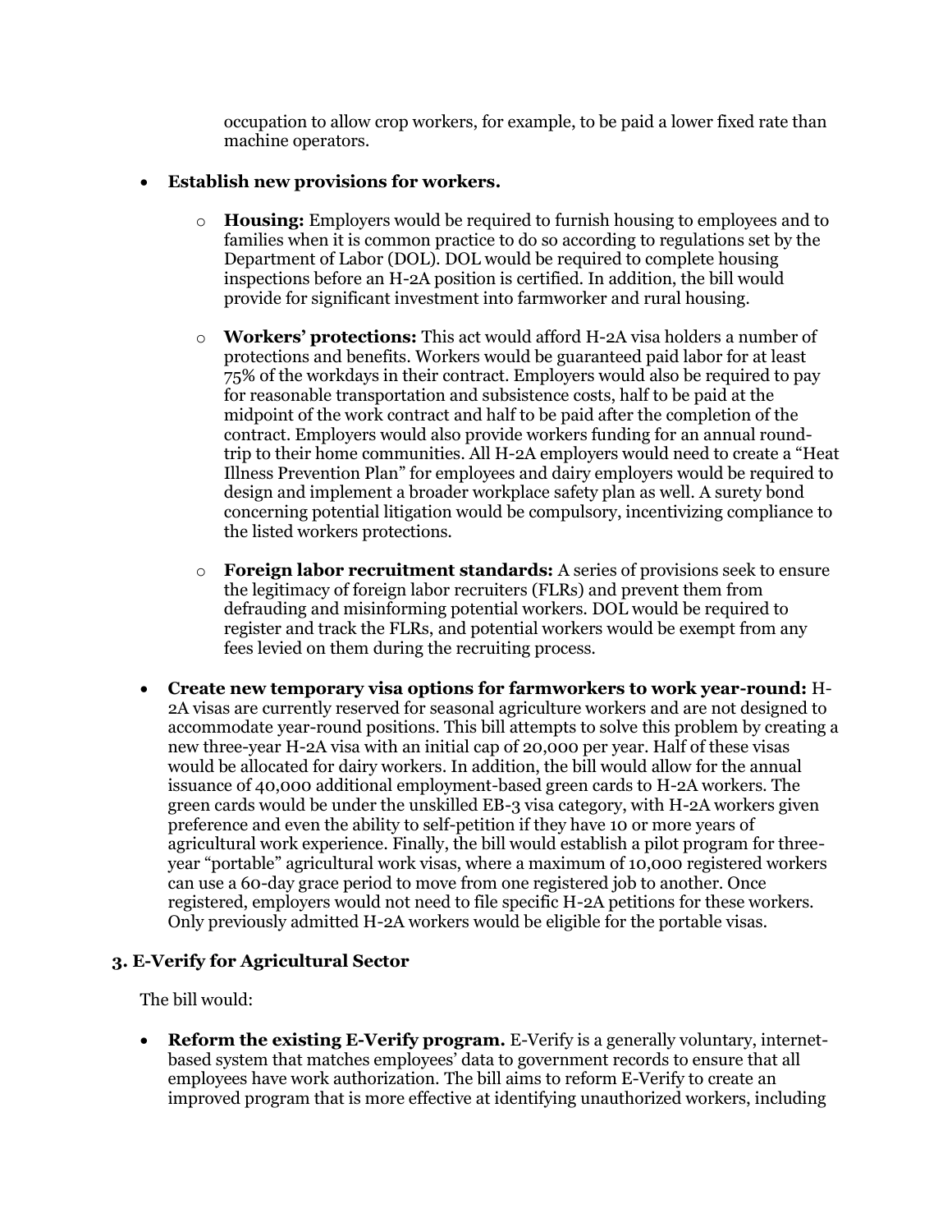occupation to allow crop workers, for example, to be paid a lower fixed rate than machine operators.

- **Establish new provisions for workers.**
  - **Housing:** Employers would be required to furnish housing to employees and to families when it is common practice to do so according to regulations set by the Department of Labor (DOL). DOL would be required to complete housing inspections before an H-2A position is certified. In addition, the bill would provide for significant investment into farmworker and rural housing.
  - **Workers' protections:** This act would afford H-2A visa holders a number of protections and benefits. Workers would be guaranteed paid labor for at least 75% of the workdays in their contract. Employers would also be required to pay for reasonable transportation and subsistence costs, half to be paid at the midpoint of the work contract and half to be paid after the completion of the contract. Employers would also provide workers funding for an annual round-trip to their home communities. All H-2A employers would need to create a "Heat Illness Prevention Plan" for employees and dairy employers would be required to design and implement a broader workplace safety plan as well. A surety bond concerning potential litigation would be compulsory, incentivizing compliance to the listed workers protections.
  - **Foreign labor recruitment standards:** A series of provisions seek to ensure the legitimacy of foreign labor recruiters (FLRs) and prevent them from defrauding and misinforming potential workers. DOL would be required to register and track the FLRs, and potential workers would be exempt from any fees levied on them during the recruiting process.
- **Create new temporary visa options for farmworkers to work year-round:** H-2A visas are currently reserved for seasonal agriculture workers and are not designed to accommodate year-round positions. This bill attempts to solve this problem by creating a new three-year H-2A visa with an initial cap of 20,000 per year. Half of these visas would be allocated for dairy workers. In addition, the bill would allow for the annual issuance of 40,000 additional employment-based green cards to H-2A workers. The green cards would be under the unskilled EB-3 visa category, with H-2A workers given preference and even the ability to self-petition if they have 10 or more years of agricultural work experience. Finally, the bill would establish a pilot program for three-year "portable" agricultural work visas, where a maximum of 10,000 registered workers can use a 60-day grace period to move from one registered job to another. Once registered, employers would not need to file specific H-2A petitions for these workers. Only previously admitted H-2A workers would be eligible for the portable visas.

### 3. E-Verify for Agricultural Sector

The bill would:

- **Reform the existing E-Verify program.** E-Verify is a generally voluntary, internet-based system that matches employees' data to government records to ensure that all employees have work authorization. The bill aims to reform E-Verify to create an improved program that is more effective at identifying unauthorized workers, including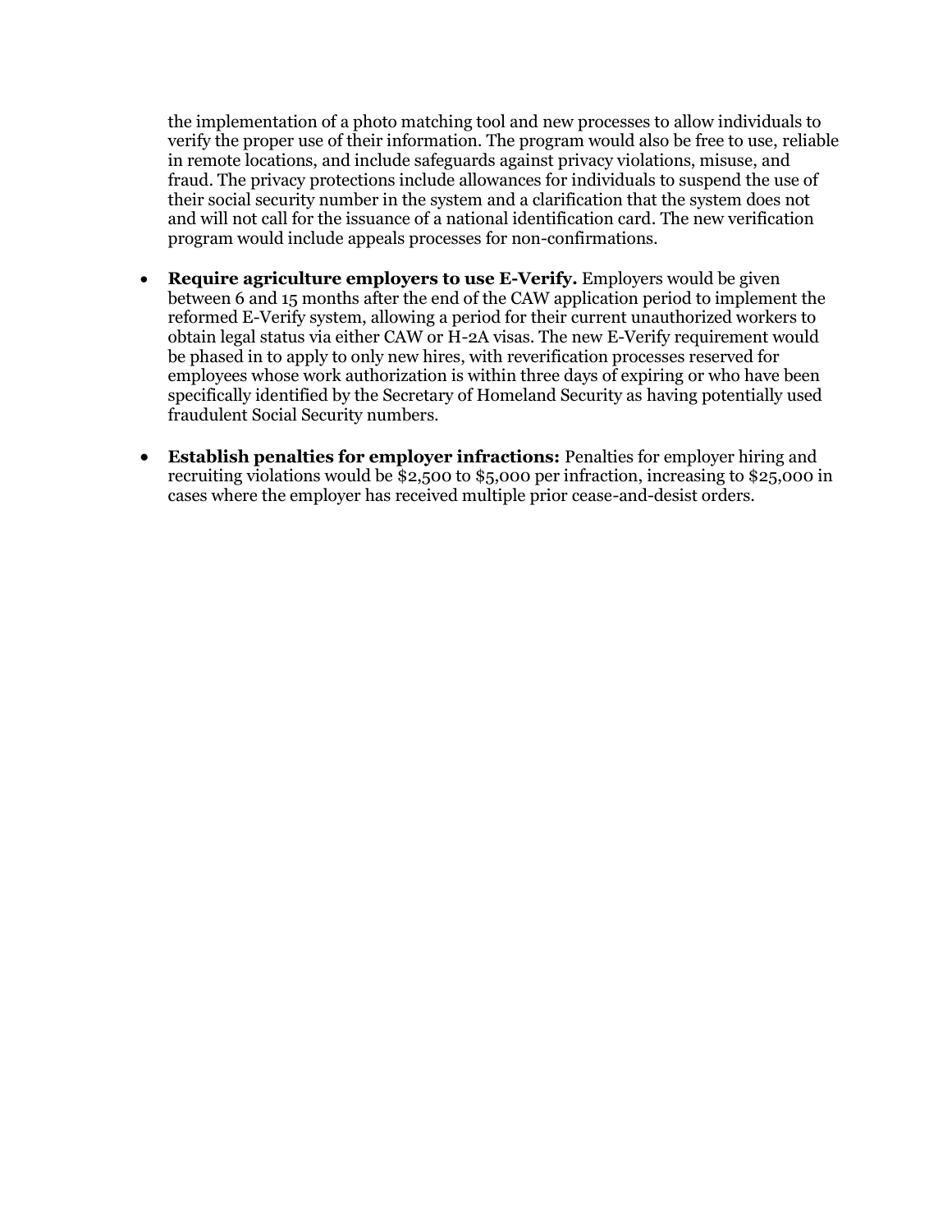the implementation of a photo matching tool and new processes to allow individuals to verify the proper use of their information. The program would also be free to use, reliable in remote locations, and include safeguards against privacy violations, misuse, and fraud. The privacy protections include allowances for individuals to suspend the use of their social security number in the system and a clarification that the system does not and will not call for the issuance of a national identification card. The new verification program would include appeals processes for non-confirmations.

- **Require agriculture employers to use E-Verify.** Employers would be given between 6 and 15 months after the end of the CAW application period to implement the reformed E-Verify system, allowing a period for their current unauthorized workers to obtain legal status via either CAW or H-2A visas. The new E-Verify requirement would be phased in to apply to only new hires, with reverification processes reserved for employees whose work authorization is within three days of expiring or who have been specifically identified by the Secretary of Homeland Security as having potentially used fraudulent Social Security numbers.

- **Establish penalties for employer infractions:** Penalties for employer hiring and recruiting violations would be $2,500 to $5,000 per infraction, increasing to $25,000 in cases where the employer has received multiple prior cease-and-desist orders.